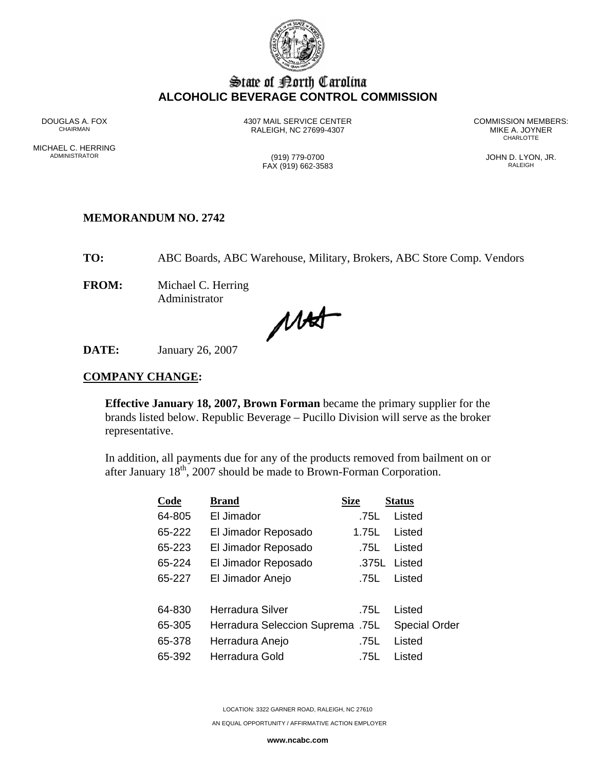# State of North Carolina
## ALCOHOLIC BEVERAGE CONTROL COMMISSION

DOUGLAS A. FOX
CHAIRMAN

MICHAEL C. HERRING
ADMINISTRATOR

4307 MAIL SERVICE CENTER
RALEIGH, NC 27699-4307

(919) 779-0700
FAX (919) 662-3583

COMMISSION MEMBERS:
MIKE A. JOYNER
CHARLOTTE

JOHN D. LYON, JR.
RALEIGH

**MEMORANDUM NO. 2742**

**TO:** ABC Boards, ABC Warehouse, Military, Brokers, ABC Store Comp. Vendors

**FROM:** Michael C. Herring
Administrator

**DATE:** January 26, 2007

## COMPANY CHANGE:

**Effective January 18, 2007, Brown Forman** became the primary supplier for the brands listed below. Republic Beverage – Pucillo Division will serve as the broker representative.

In addition, all payments due for any of the products removed from bailment on or after January 18th, 2007 should be made to Brown-Forman Corporation.

| Code | Brand | Size | Status |
|---|---|---|---|
| 64-805 | El Jimador | .75L | Listed |
| 65-222 | El Jimador Reposado | 1.75L | Listed |
| 65-223 | El Jimador Reposado | .75L | Listed |
| 65-224 | El Jimador Reposado | .375L | Listed |
| 65-227 | El Jimador Anejo | .75L | Listed |
| | | | |
| 64-830 | Herradura Silver | .75L | Listed |
| 65-305 | Herradura Seleccion Suprema | .75L | Special Order |
| 65-378 | Herradura Anejo | .75L | Listed |
| 65-392 | Herradura Gold | .75L | Listed |

LOCATION: 3322 GARNER ROAD, RALEIGH, NC 27610

AN EQUAL OPPORTUNITY / AFFIRMATIVE ACTION EMPLOYER

**www.ncabc.com**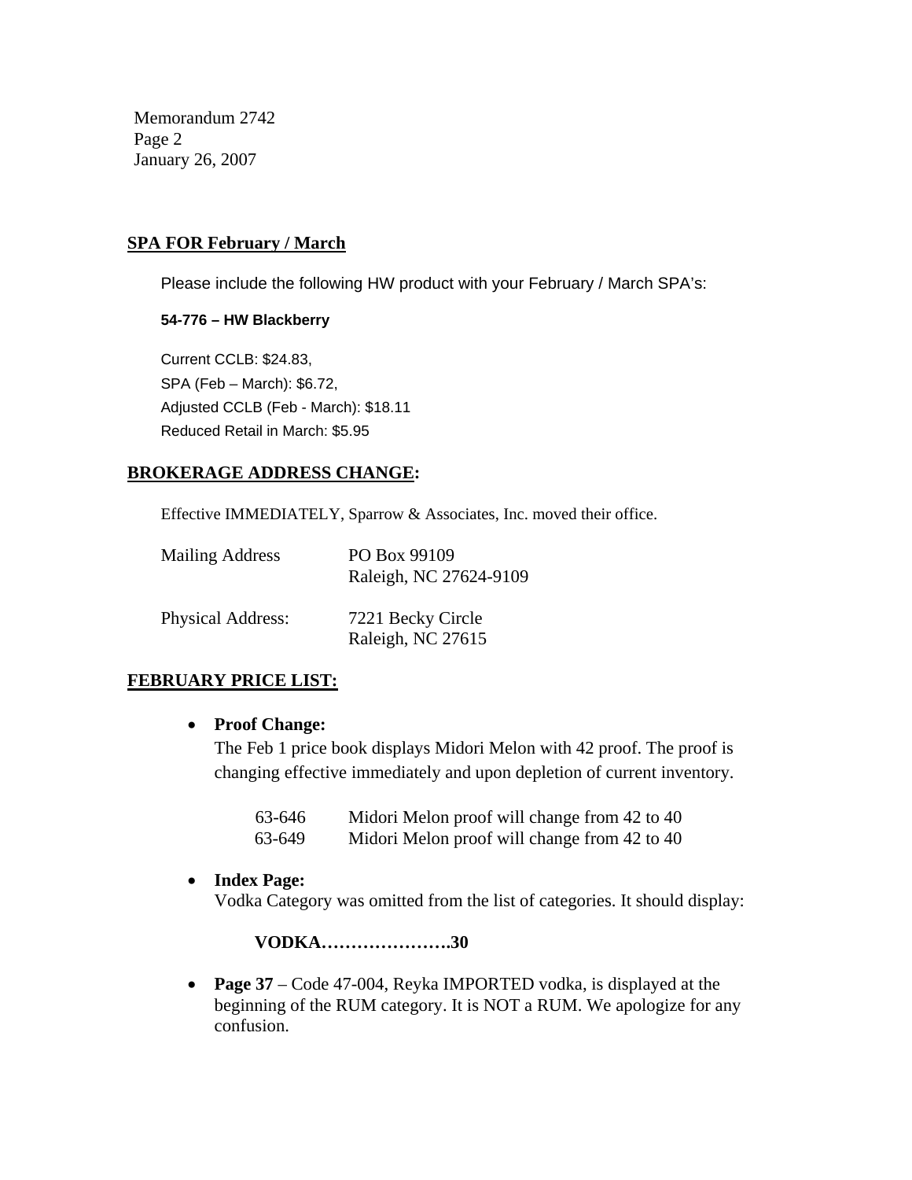Memorandum 2742
Page 2
January 26, 2007

## SPA FOR February / March

Please include the following HW product with your February / March SPA's:

**54-776 – HW Blackberry**

Current CCLB: $24.83,
SPA (Feb – March): $6.72,
Adjusted CCLB (Feb - March): $18.11
Reduced Retail in March: $5.95

## BROKERAGE ADDRESS CHANGE:

Effective IMMEDIATELY, Sparrow & Associates, Inc. moved their office.

| | |
|---|---|
| Mailing Address | PO Box 99109<br>Raleigh, NC 27624-9109 |
| Physical Address: | 7221 Becky Circle<br>Raleigh, NC 27615 |

## FEBRUARY PRICE LIST:

- **Proof Change:**
  The Feb 1 price book displays Midori Melon with 42 proof. The proof is changing effective immediately and upon depletion of current inventory.

  | | |
  |---|---|
  | 63-646 | Midori Melon proof will change from 42 to 40 |
  | 63-649 | Midori Melon proof will change from 42 to 40 |

- **Index Page:**
  Vodka Category was omitted from the list of categories. It should display:

  **VODKA………………….30**

- **Page 37** – Code 47-004, Reyka IMPORTED vodka, is displayed at the beginning of the RUM category. It is NOT a RUM. We apologize for any confusion.